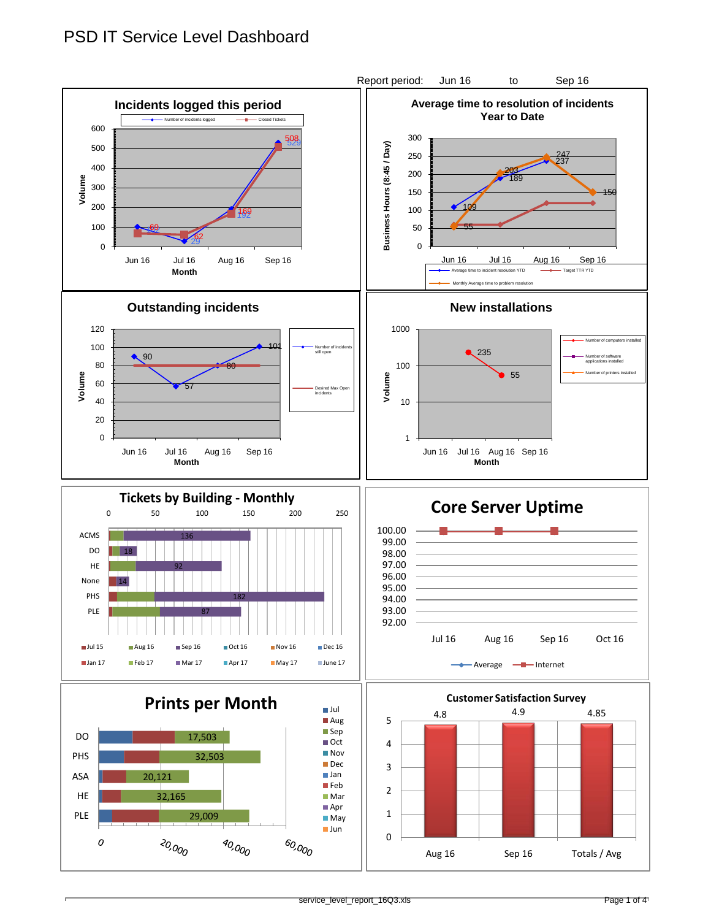# PSD IT Service Level Dashboard

Report period: Jun 16 to Sep 16

## Incidents logged this period

Legend: Number of incidents logged; Closed Tickets

Volume (0–600) by Month:

| Month | Number of incidents logged | Closed Tickets |
|---|---|---|
| Jun 16 | 92 | 69 |
| Jul 16 | 29 | 62 |
| Aug 16 | 192 | 169 |
| Sep 16 | 529 | 508 |

## Average time to resolution of incidents Year to Date

Business Hours (8:45 / Day), 0–300

Legend: Average time to incident resolution YTD; Target TTR YTD; Monthly Average time to problem resolution

| Month | Average time to incident resolution YTD | Monthly Average time to problem resolution |
|---|---|---|
| Jun 16 | 109 | 55 |
| Jul 16 | 189 | 203 |
| Aug 16 | 237 | 247 |
| Sep 16 | | 150 |

## Outstanding incidents

Volume (0–120) by Month

Legend: Number of incidents still open; Desired Max Open incidents

| Month | Number of incidents still open | Desired Max Open incidents |
|---|---|---|
| Jun 16 | 90 | 80 |
| Jul 16 | 57 | 80 |
| Aug 16 | 80 | 80 |
| Sep 16 | 101 | 80 |

## New installations

Volume (1–1000, log scale) by Month

Legend: Number of computers installed; Number of software applications installed; Number of printers installed

| Month | Number of computers installed |
|---|---|
| Jul 16 | 235 |
| Aug 16 | 55 |

## Tickets by Building - Monthly

Scale 0–250

Legend: Jul 15, Aug 16, Sep 16, Oct 16, Nov 16, Dec 16, Jan 17, Feb 17, Mar 17, Apr 17, May 17, June 17

| Building | Sep 16 label |
|---|---|
| ACMS | 136 |
| DO | 18 |
| HE | 92 |
| None | 14 |
| PHS | 182 |
| PLE | 87 |

## Core Server Uptime

Scale 92.00–100.00

Legend: Average; Internet

Months: Jul 16, Aug 16, Sep 16, Oct 16

## Prints per Month

Legend: Jul, Aug, Sep, Oct, Nov, Dec, Jan, Feb, Mar, Apr, May, Jun

Scale 0–60,000

| Building | Total |
|---|---|
| DO | 17,503 |
| PHS | 32,503 |
| ASA | 20,121 |
| HE | 32,165 |
| PLE | 29,009 |

## Customer Satisfaction Survey

Scale 0–5

| Period | Score |
|---|---|
| Aug 16 | 4.8 |
| Sep 16 | 4.9 |
| Totals / Avg | 4.85 |

service_level_report_16Q3.xls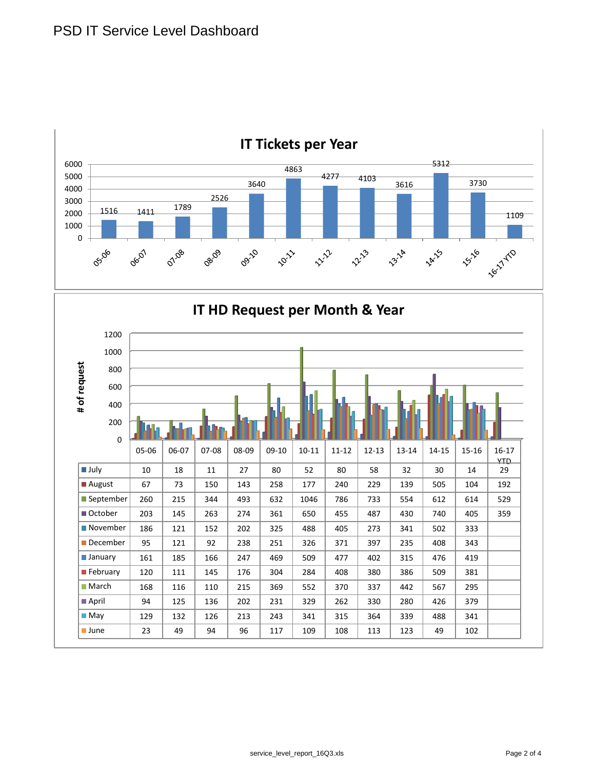# PSD IT Service Level Dashboard

## IT Tickets per Year

| Year | Tickets |
|---|---|
| 05-06 | 1516 |
| 06-07 | 1411 |
| 07-08 | 1789 |
| 08-09 | 2526 |
| 09-10 | 3640 |
| 10-11 | 4863 |
| 11-12 | 4277 |
| 12-13 | 4103 |
| 13-14 | 3616 |
| 14-15 | 5312 |
| 15-16 | 3730 |
| 16-17 YTD | 1109 |

## IT HD Request per Month & Year

| # of request | 05-06 | 06-07 | 07-08 | 08-09 | 09-10 | 10-11 | 11-12 | 12-13 | 13-14 | 14-15 | 15-16 | 16-17 YTD |
|---|---|---|---|---|---|---|---|---|---|---|---|---|
| July | 10 | 18 | 11 | 27 | 80 | 52 | 80 | 58 | 32 | 30 | 14 | 29 |
| August | 67 | 73 | 150 | 143 | 258 | 177 | 240 | 229 | 139 | 505 | 104 | 192 |
| September | 260 | 215 | 344 | 493 | 632 | 1046 | 786 | 733 | 554 | 612 | 614 | 529 |
| October | 203 | 145 | 263 | 274 | 361 | 650 | 455 | 487 | 430 | 740 | 405 | 359 |
| November | 186 | 121 | 152 | 202 | 325 | 488 | 405 | 273 | 341 | 502 | 333 | |
| December | 95 | 121 | 92 | 238 | 251 | 326 | 371 | 397 | 235 | 408 | 343 | |
| January | 161 | 185 | 166 | 247 | 469 | 509 | 477 | 402 | 315 | 476 | 419 | |
| February | 120 | 111 | 145 | 176 | 304 | 284 | 408 | 380 | 386 | 509 | 381 | |
| March | 168 | 116 | 110 | 215 | 369 | 552 | 370 | 337 | 442 | 567 | 295 | |
| April | 94 | 125 | 136 | 202 | 231 | 329 | 262 | 330 | 280 | 426 | 379 | |
| May | 129 | 132 | 126 | 213 | 243 | 341 | 315 | 364 | 339 | 488 | 341 | |
| June | 23 | 49 | 94 | 96 | 117 | 109 | 108 | 113 | 123 | 49 | 102 | |

service_level_report_16Q3.xls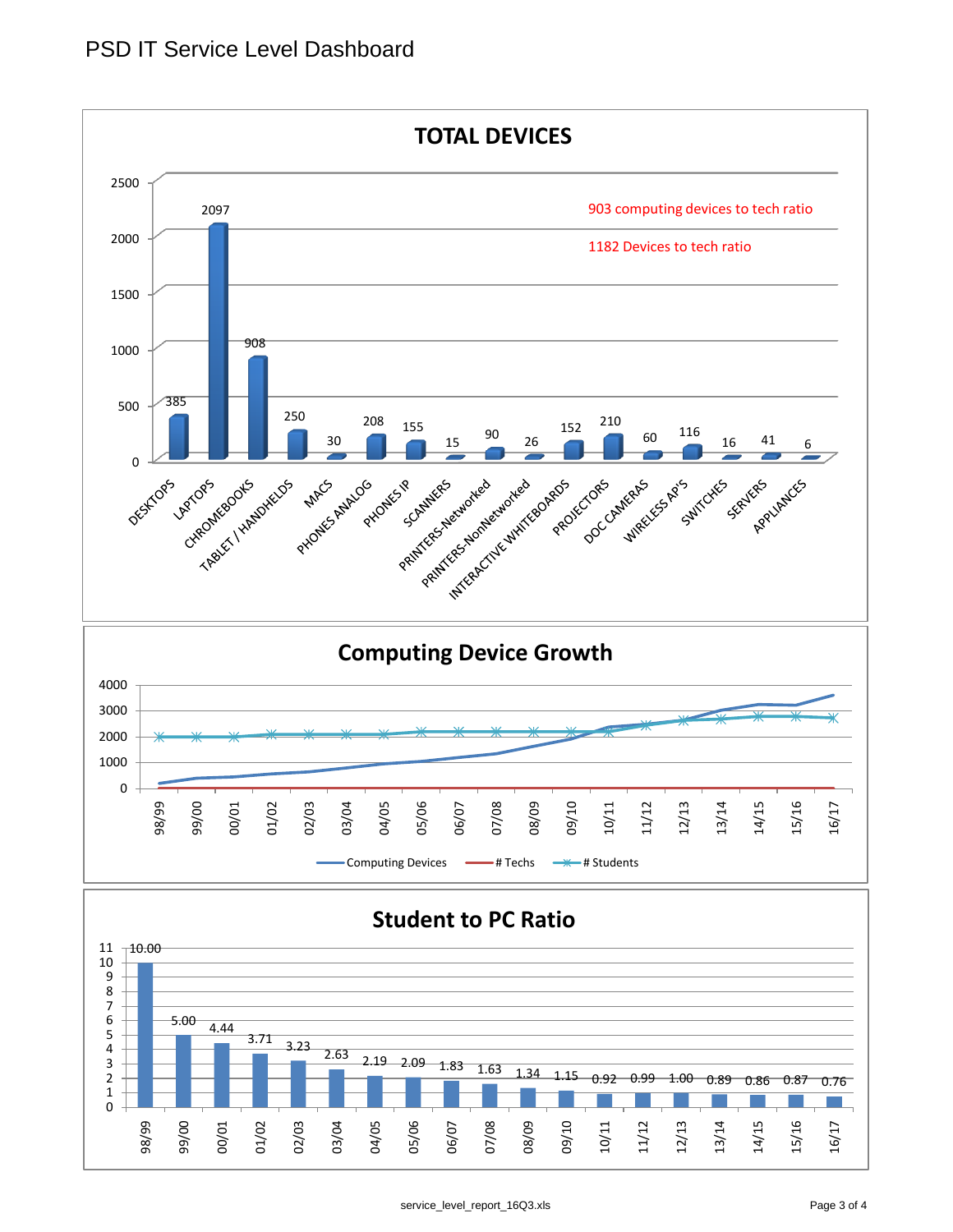# PSD IT Service Level Dashboard

## TOTAL DEVICES

903 computing devices to tech ratio

1182 Devices to tech ratio

| Device | Count |
| --- | --- |
| DESKTOPS | 385 |
| LAPTOPS | 2097 |
| CHROMEBOOKS | 908 |
| TABLET / HANDHELDS | 250 |
| MACS | 30 |
| PHONES ANALOG | 208 |
| PHONES IP | 155 |
| SCANNERS | 15 |
| PRINTERS-Networked | 90 |
| PRINTERS-NonNetworked | 26 |
| INTERACTIVE WHITEBOARDS | 152 |
| PROJECTORS | 210 |
| DOC CAMERAS | 60 |
| WIRELESS AP'S | 116 |
| SWITCHES | 16 |
| SERVERS | 41 |
| APPLIANCES | 6 |

## Computing Device Growth

Legend: Computing Devices, # Techs, # Students

Years: 98/99, 99/00, 00/01, 01/02, 02/03, 03/04, 04/05, 05/06, 06/07, 07/08, 08/09, 09/10, 10/11, 11/12, 12/13, 13/14, 14/15, 15/16, 16/17

## Student to PC Ratio

| Year | Ratio |
| --- | --- |
| 98/99 | 10.00 |
| 99/00 | 5.00 |
| 00/01 | 4.44 |
| 01/02 | 3.71 |
| 02/03 | 3.23 |
| 03/04 | 2.63 |
| 04/05 | 2.19 |
| 05/06 | 2.09 |
| 06/07 | 1.83 |
| 07/08 | 1.63 |
| 08/09 | 1.34 |
| 09/10 | 1.15 |
| 10/11 | 0.92 |
| 11/12 | 0.99 |
| 12/13 | 1.00 |
| 13/14 | 0.89 |
| 14/15 | 0.86 |
| 15/16 | 0.87 |
| 16/17 | 0.76 |

service_level_report_16Q3.xls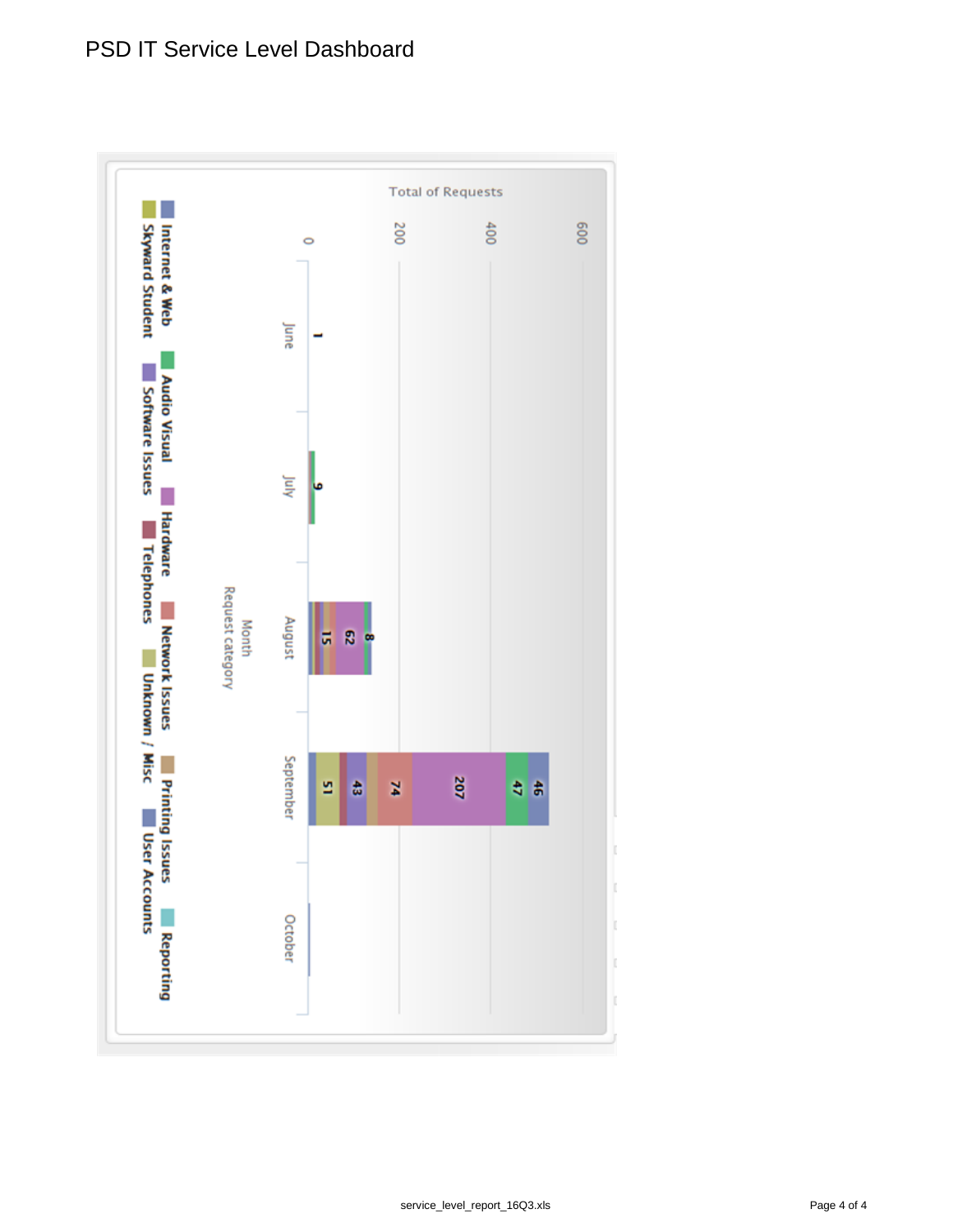# PSD IT Service Level Dashboard

Total of Requests

600
400
200
0

June
July
August
September
October

1
9
8
62
15
46
47
207
74
43
51

Month
Request category

Internet & Web
Audio Visual
Hardware
Network Issues
Printing Issues
Reporting
Skyward Student
Software Issues
Telephones
Unknown / Misc
User Accounts